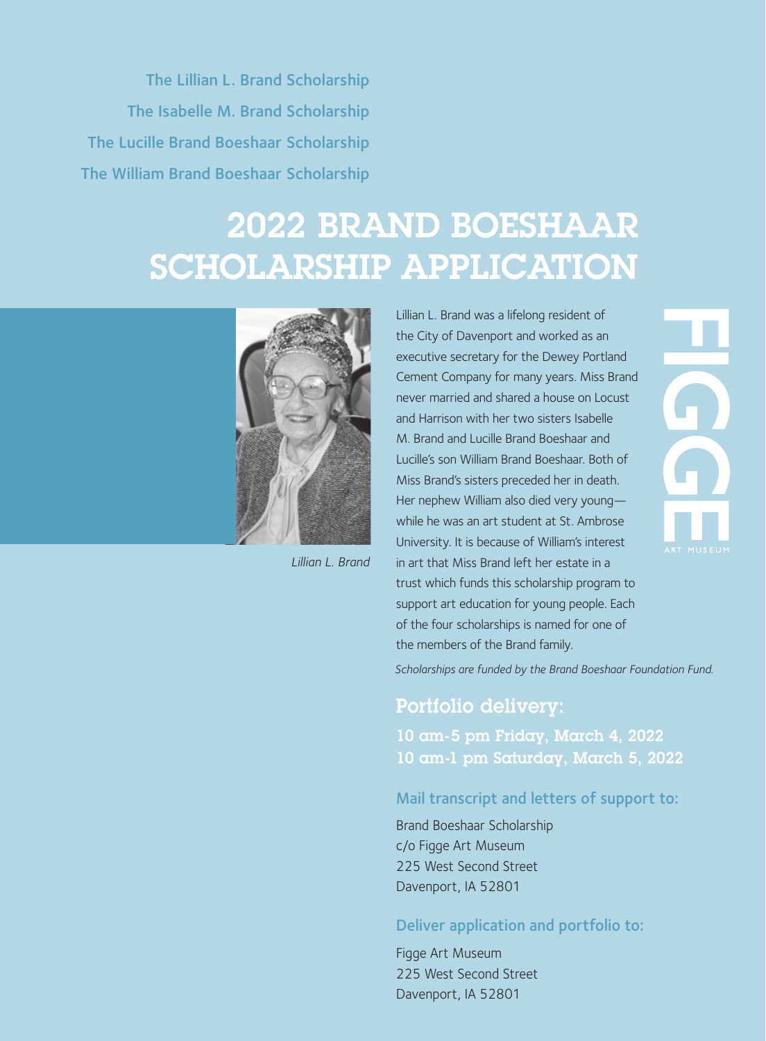The Lillian L. Brand Scholarship

The Isabelle M. Brand Scholarship

The Lucille Brand Boeshaar Scholarship

The William Brand Boeshaar Scholarship

# 2022 BRAND BOESHAAR SCHOLARSHIP APPLICATION

*Lillian L. Brand*

Lillian L. Brand was a lifelong resident of the City of Davenport and worked as an executive secretary for the Dewey Portland Cement Company for many years. Miss Brand never married and shared a house on Locust and Harrison with her two sisters Isabelle M. Brand and Lucille Brand Boeshaar and Lucille's son William Brand Boeshaar. Both of Miss Brand's sisters preceded her in death. Her nephew William also died very young—while he was an art student at St. Ambrose University. It is because of William's interest in art that Miss Brand left her estate in a trust which funds this scholarship program to support art education for young people. Each of the four scholarships is named for one of the members of the Brand family.

*Scholarships are funded by the Brand Boeshaar Foundation Fund.*

FIGGE ART MUSEUM

## Portfolio delivery:

**10 am-5 pm Friday, March 4, 2022**
**10 am-1 pm Saturday, March 5, 2022**

### Mail transcript and letters of support to:

Brand Boeshaar Scholarship
c/o Figge Art Museum
225 West Second Street
Davenport, IA 52801

### Deliver application and portfolio to:

Figge Art Museum
225 West Second Street
Davenport, IA 52801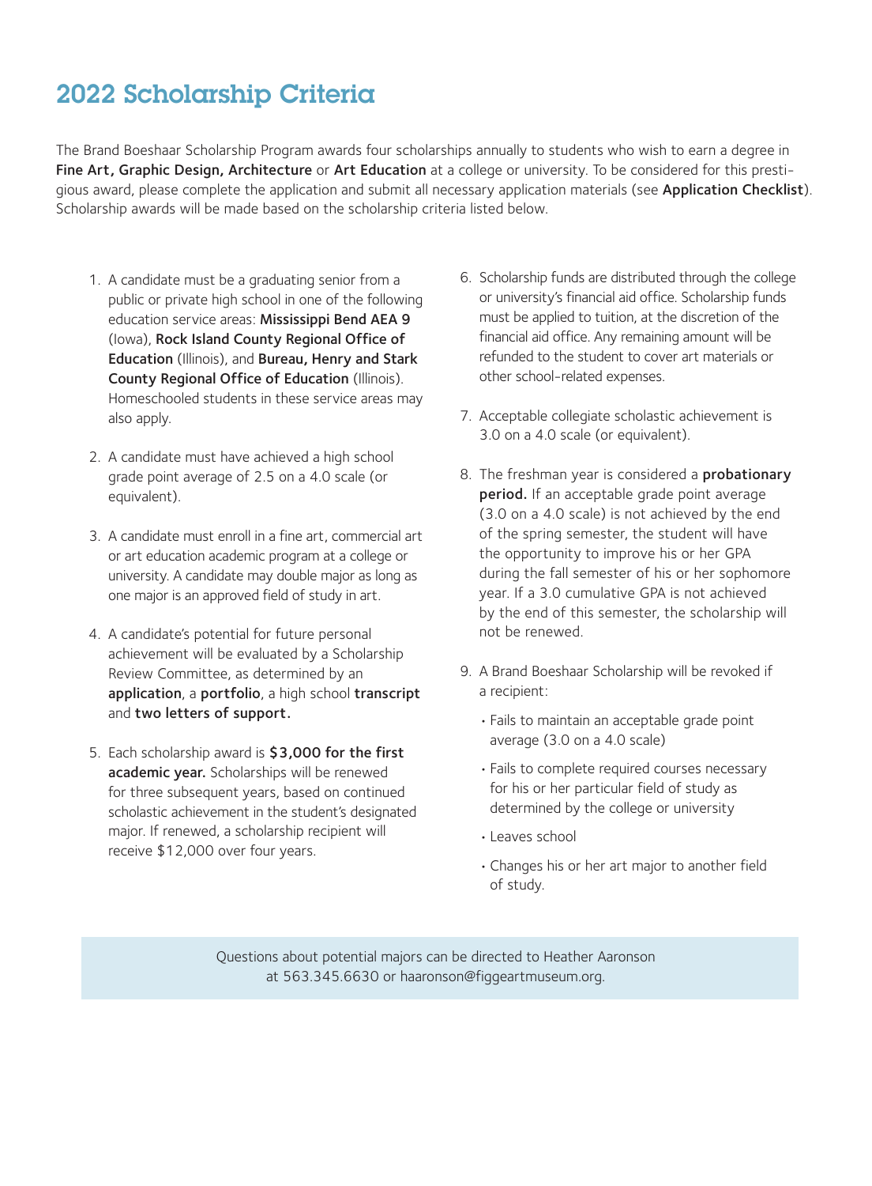# 2022 Scholarship Criteria

The Brand Boeshaar Scholarship Program awards four scholarships annually to students who wish to earn a degree in **Fine Art, Graphic Design, Architecture** or **Art Education** at a college or university. To be considered for this prestigious award, please complete the application and submit all necessary application materials (see **Application Checklist**). Scholarship awards will be made based on the scholarship criteria listed below.

1. A candidate must be a graduating senior from a public or private high school in one of the following education service areas: **Mississippi Bend AEA 9** (Iowa), **Rock Island County Regional Office of Education** (Illinois), and **Bureau, Henry and Stark County Regional Office of Education** (Illinois). Homeschooled students in these service areas may also apply.

2. A candidate must have achieved a high school grade point average of 2.5 on a 4.0 scale (or equivalent).

3. A candidate must enroll in a fine art, commercial art or art education academic program at a college or university. A candidate may double major as long as one major is an approved field of study in art.

4. A candidate's potential for future personal achievement will be evaluated by a Scholarship Review Committee, as determined by an **application**, a **portfolio**, a high school **transcript** and **two letters of support.**

5. Each scholarship award is **$3,000 for the first academic year.** Scholarships will be renewed for three subsequent years, based on continued scholastic achievement in the student's designated major. If renewed, a scholarship recipient will receive $12,000 over four years.

6. Scholarship funds are distributed through the college or university's financial aid office. Scholarship funds must be applied to tuition, at the discretion of the financial aid office. Any remaining amount will be refunded to the student to cover art materials or other school-related expenses.

7. Acceptable collegiate scholastic achievement is 3.0 on a 4.0 scale (or equivalent).

8. The freshman year is considered a **probationary period.** If an acceptable grade point average (3.0 on a 4.0 scale) is not achieved by the end of the spring semester, the student will have the opportunity to improve his or her GPA during the fall semester of his or her sophomore year. If a 3.0 cumulative GPA is not achieved by the end of this semester, the scholarship will not be renewed.

9. A Brand Boeshaar Scholarship will be revoked if a recipient:
   - Fails to maintain an acceptable grade point average (3.0 on a 4.0 scale)
   - Fails to complete required courses necessary for his or her particular field of study as determined by the college or university
   - Leaves school
   - Changes his or her art major to another field of study.

Questions about potential majors can be directed to Heather Aaronson at 563.345.6630 or haaronson@figgeartmuseum.org.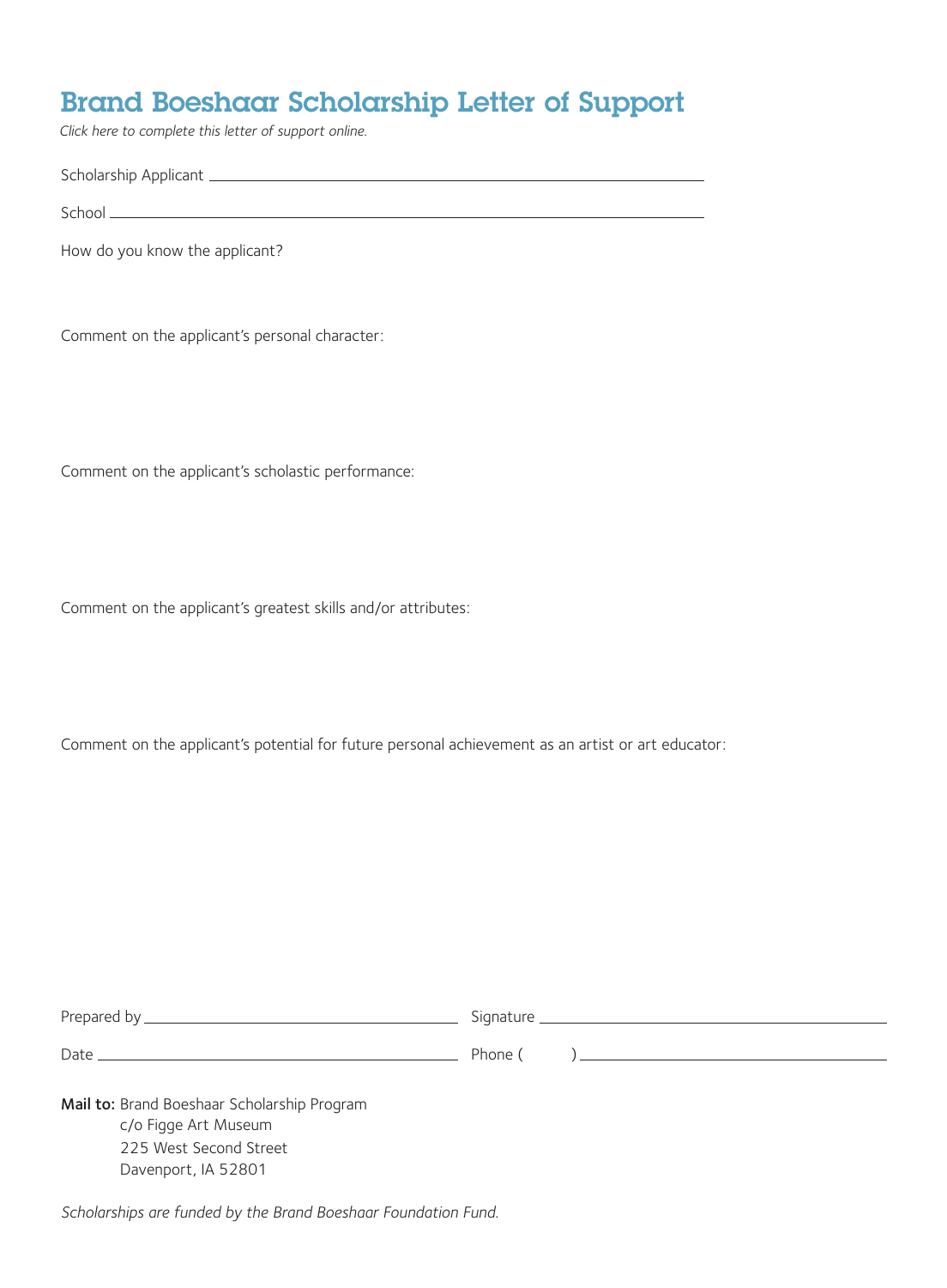# Brand Boeshaar Scholarship Letter of Support

*Click here to complete this letter of support online.*

Scholarship Applicant ____________________________________________

School ____________________________________________

How do you know the applicant?

Comment on the applicant's personal character:

Comment on the applicant's scholastic performance:

Comment on the applicant's greatest skills and/or attributes:

Comment on the applicant's potential for future personal achievement as an artist or art educator:

Prepared by ______________________ Signature ______________________

Date ______________________ Phone ( ) ______________________

**Mail to:** Brand Boeshaar Scholarship Program
c/o Figge Art Museum
225 West Second Street
Davenport, IA 52801

*Scholarships are funded by the Brand Boeshaar Foundation Fund.*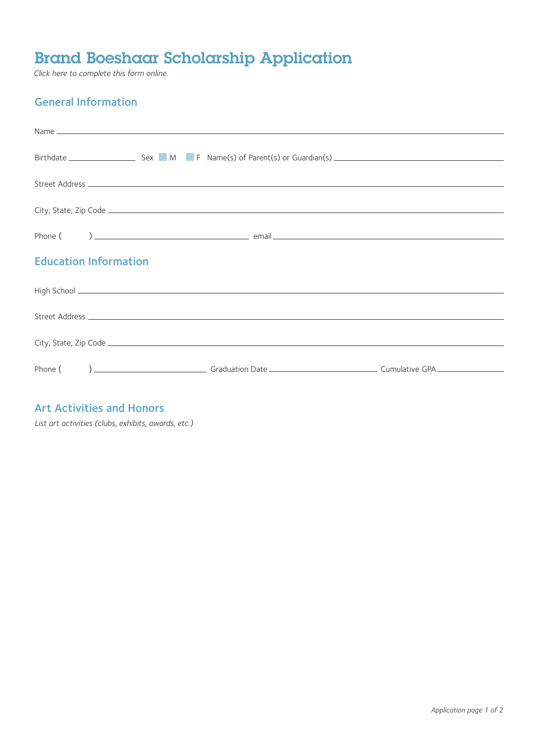# Brand Boeshaar Scholarship Application

*Click here to complete this form online.*

## General Information

Name ______________________________________________________________________________

Birthdate ________________ Sex ☐ M ☐ F Name(s) of Parent(s) or Guardian(s) ________________________________

Street Address ______________________________________________________________________

City, State, Zip Code _________________________________________________________________

Phone (       ) ______________________________ email _____________________________________

## Education Information

High School ________________________________________________________________________

Street Address ______________________________________________________________________

City, State, Zip Code _________________________________________________________________

Phone (       ) ______________________ Graduation Date ______________________ Cumulative GPA ______________

## Art Activities and Honors

*List art activities (clubs, exhibits, awards, etc.)*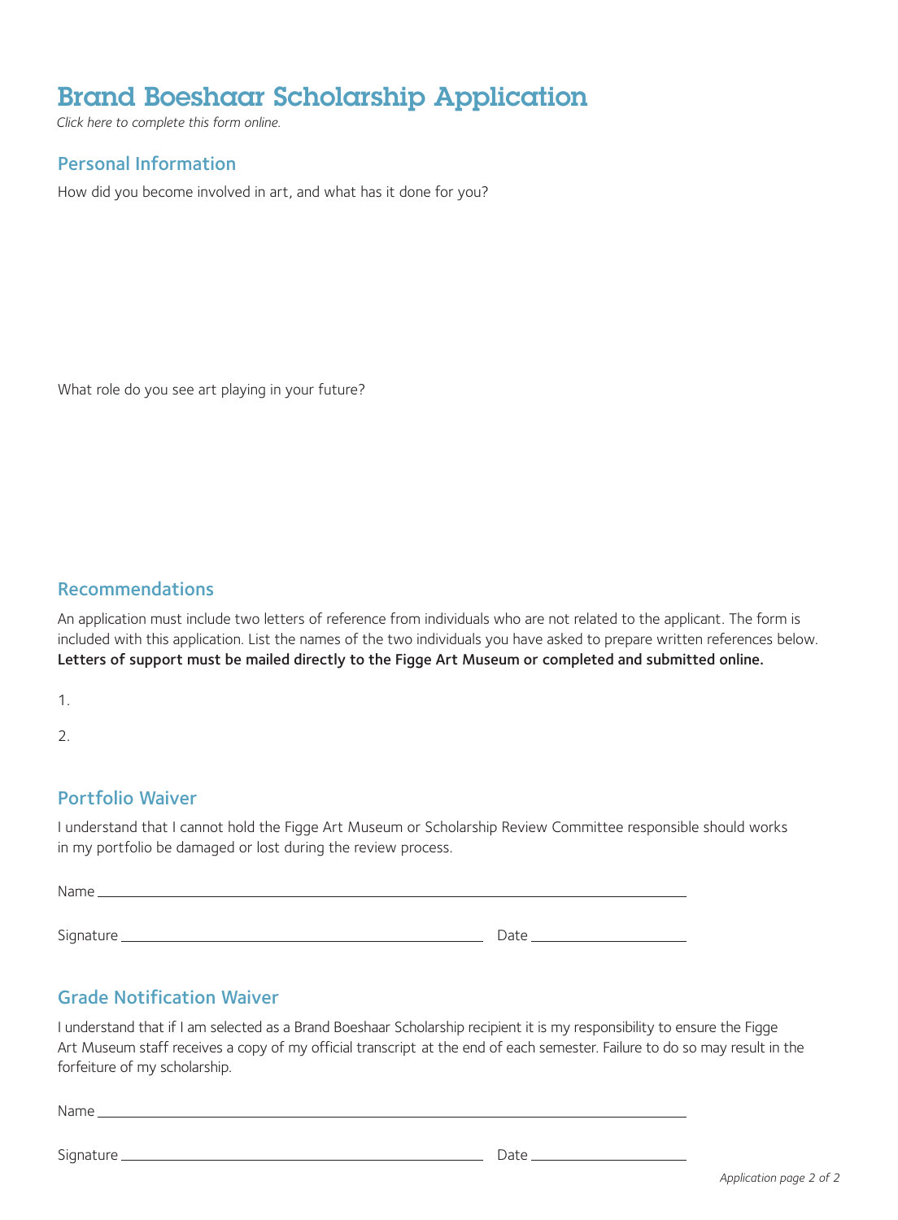# Brand Boeshaar Scholarship Application

*Click here to complete this form online.*

## Personal Information

How did you become involved in art, and what has it done for you?

What role do you see art playing in your future?

## Recommendations

An application must include two letters of reference from individuals who are not related to the applicant. The form is included with this application. List the names of the two individuals you have asked to prepare written references below. **Letters of support must be mailed directly to the Figge Art Museum or completed and submitted online.**

1.

2.

## Portfolio Waiver

I understand that I cannot hold the Figge Art Museum or Scholarship Review Committee responsible should works in my portfolio be damaged or lost during the review process.

Name ___________________________________________

Signature ___________________________ Date ______________

## Grade Notification Waiver

I understand that if I am selected as a Brand Boeshaar Scholarship recipient it is my responsibility to ensure the Figge Art Museum staff receives a copy of my official transcript at the end of each semester. Failure to do so may result in the forfeiture of my scholarship.

Name ___________________________________________

Signature ___________________________ Date ______________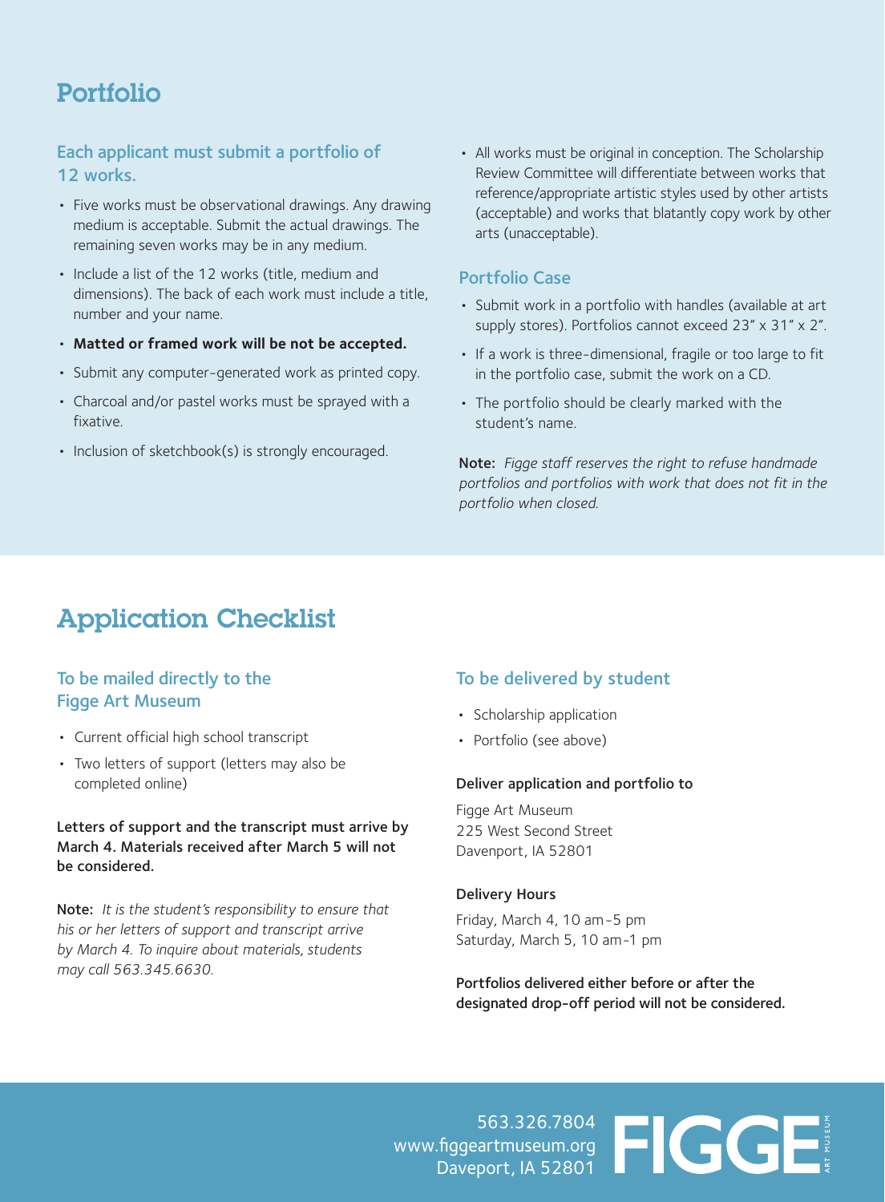# Portfolio

### Each applicant must submit a portfolio of 12 works.

- Five works must be observational drawings. Any drawing medium is acceptable. Submit the actual drawings. The remaining seven works may be in any medium.
- Include a list of the 12 works (title, medium and dimensions). The back of each work must include a title, number and your name.
- **Matted or framed work will be not be accepted.**
- Submit any computer-generated work as printed copy.
- Charcoal and/or pastel works must be sprayed with a fixative.
- Inclusion of sketchbook(s) is strongly encouraged.
- All works must be original in conception. The Scholarship Review Committee will differentiate between works that reference/appropriate artistic styles used by other artists (acceptable) and works that blatantly copy work by other arts (unacceptable).

### Portfolio Case

- Submit work in a portfolio with handles (available at art supply stores). Portfolios cannot exceed 23" x 31" x 2".
- If a work is three-dimensional, fragile or too large to fit in the portfolio case, submit the work on a CD.
- The portfolio should be clearly marked with the student's name.

**Note:** *Figge staff reserves the right to refuse handmade portfolios and portfolios with work that does not fit in the portfolio when closed.*

# Application Checklist

### To be mailed directly to the Figge Art Museum

- Current official high school transcript
- Two letters of support (letters may also be completed online)

**Letters of support and the transcript must arrive by March 4. Materials received after March 5 will not be considered.**

**Note:** *It is the student's responsibility to ensure that his or her letters of support and transcript arrive by March 4. To inquire about materials, students may call 563.345.6630.*

### To be delivered by student

- Scholarship application
- Portfolio (see above)

**Deliver application and portfolio to**

Figge Art Museum
225 West Second Street
Davenport, IA 52801

**Delivery Hours**

Friday, March 4, 10 am-5 pm
Saturday, March 5, 10 am-1 pm

**Portfolios delivered either before or after the designated drop-off period will not be considered.**

563.326.7804
www.figgeartmuseum.org
Daveport, IA 52801

FIGGE ART MUSEUM